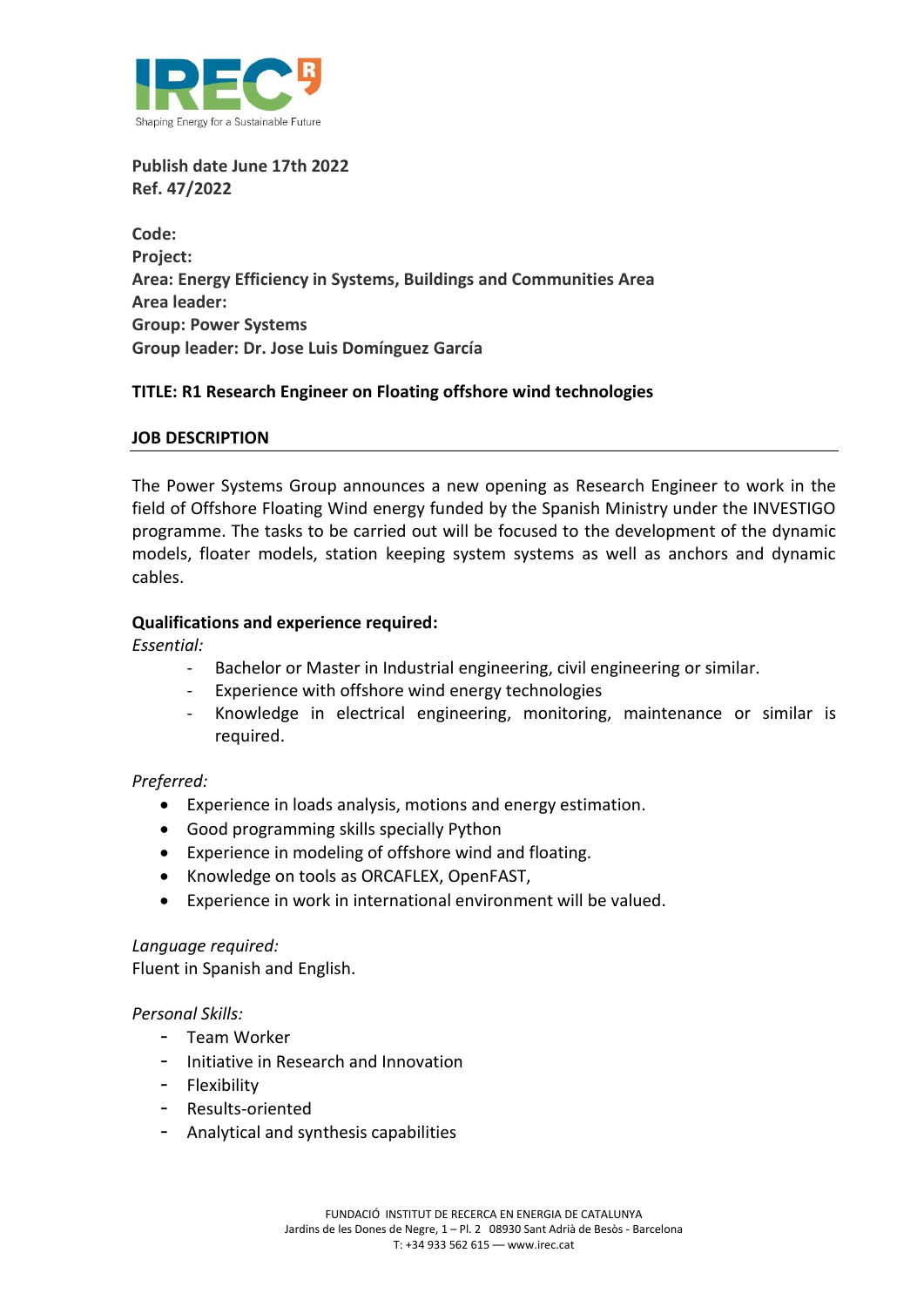**Publish date June 17th 2022**
**Ref. 47/2022**

**Code:**
**Project:**
**Area: Energy Efficiency in Systems, Buildings and Communities Area**
**Area leader:**
**Group: Power Systems**
**Group leader: Dr. Jose Luis Domínguez García**

**TITLE: R1 Research Engineer on Floating offshore wind technologies**

## JOB DESCRIPTION

The Power Systems Group announces a new opening as Research Engineer to work in the field of Offshore Floating Wind energy funded by the Spanish Ministry under the INVESTIGO programme. The tasks to be carried out will be focused to the development of the dynamic models, floater models, station keeping system systems as well as anchors and dynamic cables.

**Qualifications and experience required:**

*Essential:*

- Bachelor or Master in Industrial engineering, civil engineering or similar.
- Experience with offshore wind energy technologies
- Knowledge in electrical engineering, monitoring, maintenance or similar is required.

*Preferred:*

- Experience in loads analysis, motions and energy estimation.
- Good programming skills specially Python
- Experience in modeling of offshore wind and floating.
- Knowledge on tools as ORCAFLEX, OpenFAST,
- Experience in work in international environment will be valued.

*Language required:*
Fluent in Spanish and English.

*Personal Skills:*

- Team Worker
- Initiative in Research and Innovation
- Flexibility
- Results-oriented
- Analytical and synthesis capabilities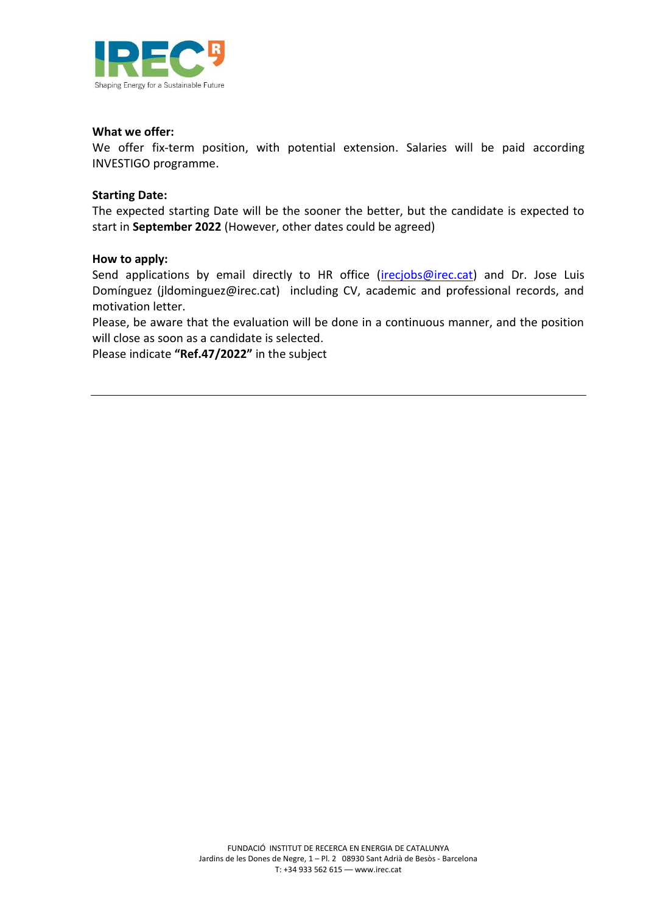**What we offer:**

We offer fix-term position, with potential extension. Salaries will be paid according INVESTIGO programme.

**Starting Date:**

The expected starting Date will be the sooner the better, but the candidate is expected to start in **September 2022** (However, other dates could be agreed)

**How to apply:**

Send applications by email directly to HR office (irecjobs@irec.cat) and Dr. Jose Luis Domínguez (jldominguez@irec.cat) including CV, academic and professional records, and motivation letter.

Please, be aware that the evaluation will be done in a continuous manner, and the position will close as soon as a candidate is selected.

Please indicate **"Ref.47/2022"** in the subject

---